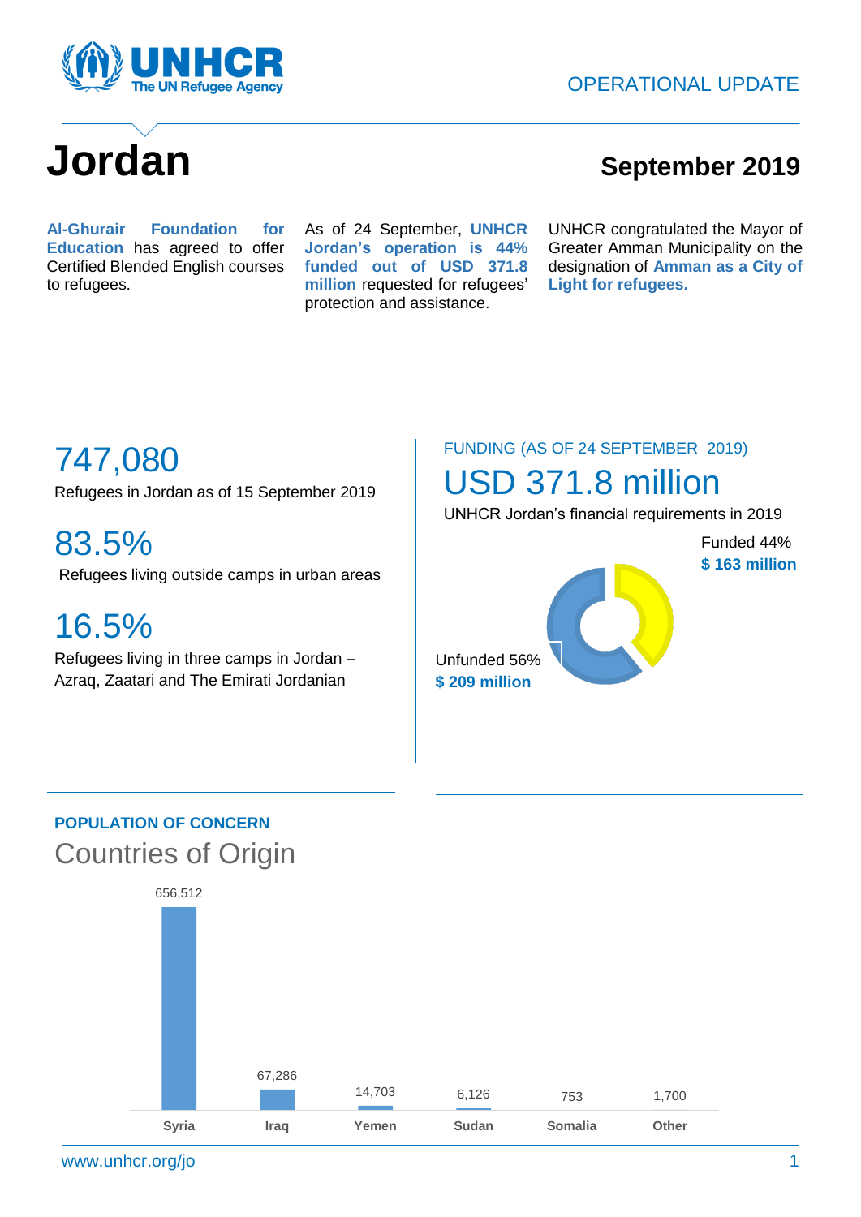OPERATIONAL UPDATE

# Jordan

## September 2019

**Al-Ghurair Foundation for Education** has agreed to offer Certified Blended English courses to refugees.

As of 24 September, **UNHCR Jordan's operation is 44% funded out of USD 371.8 million** requested for refugees' protection and assistance.

UNHCR congratulated the Mayor of Greater Amman Municipality on the designation of **Amman as a City of Light for refugees.**

**747,080**
Refugees in Jordan as of 15 September 2019

**83.5%**
Refugees living outside camps in urban areas

**16.5%**
Refugees living in three camps in Jordan – Azraq, Zaatari and The Emirati Jordanian

FUNDING (AS OF 24 SEPTEMBER 2019)

**USD 371.8 million**
UNHCR Jordan's financial requirements in 2019

Funded 44%
**$ 163 million**

Unfunded 56%
**$ 209 million**

### POPULATION OF CONCERN

## Countries of Origin

| Country | Population |
| --- | --- |
| Syria | 656,512 |
| Iraq | 67,286 |
| Yemen | 14,703 |
| Sudan | 6,126 |
| Somalia | 753 |
| Other | 1,700 |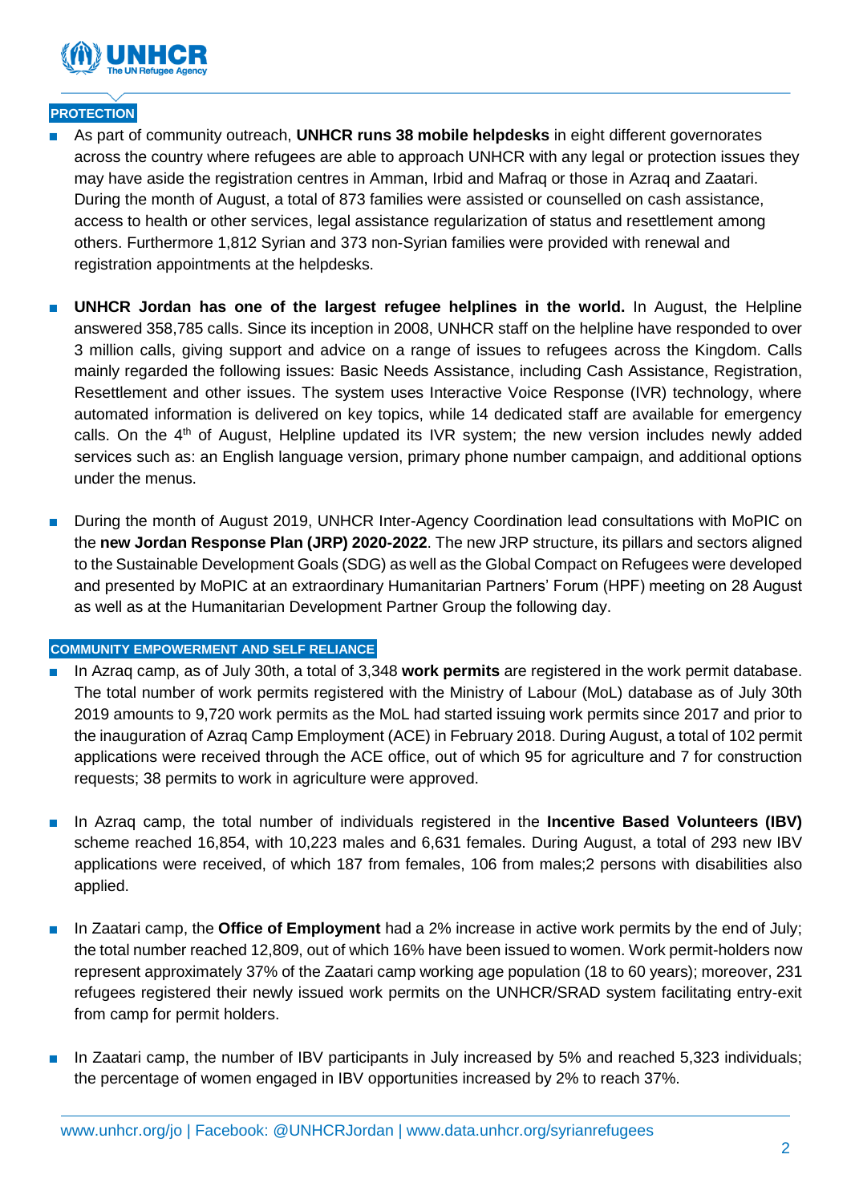## PROTECTION

- As part of community outreach, **UNHCR runs 38 mobile helpdesks** in eight different governorates across the country where refugees are able to approach UNHCR with any legal or protection issues they may have aside the registration centres in Amman, Irbid and Mafraq or those in Azraq and Zaatari. During the month of August, a total of 873 families were assisted or counselled on cash assistance, access to health or other services, legal assistance regularization of status and resettlement among others. Furthermore 1,812 Syrian and 373 non-Syrian families were provided with renewal and registration appointments at the helpdesks.

- **UNHCR Jordan has one of the largest refugee helplines in the world.** In August, the Helpline answered 358,785 calls. Since its inception in 2008, UNHCR staff on the helpline have responded to over 3 million calls, giving support and advice on a range of issues to refugees across the Kingdom. Calls mainly regarded the following issues: Basic Needs Assistance, including Cash Assistance, Registration, Resettlement and other issues. The system uses Interactive Voice Response (IVR) technology, where automated information is delivered on key topics, while 14 dedicated staff are available for emergency calls. On the 4th of August, Helpline updated its IVR system; the new version includes newly added services such as: an English language version, primary phone number campaign, and additional options under the menus.

- During the month of August 2019, UNHCR Inter-Agency Coordination lead consultations with MoPIC on the **new Jordan Response Plan (JRP) 2020-2022**. The new JRP structure, its pillars and sectors aligned to the Sustainable Development Goals (SDG) as well as the Global Compact on Refugees were developed and presented by MoPIC at an extraordinary Humanitarian Partners' Forum (HPF) meeting on 28 August as well as at the Humanitarian Development Partner Group the following day.

## COMMUNITY EMPOWERMENT AND SELF RELIANCE

- In Azraq camp, as of July 30th, a total of 3,348 **work permits** are registered in the work permit database. The total number of work permits registered with the Ministry of Labour (MoL) database as of July 30th 2019 amounts to 9,720 work permits as the MoL had started issuing work permits since 2017 and prior to the inauguration of Azraq Camp Employment (ACE) in February 2018. During August, a total of 102 permit applications were received through the ACE office, out of which 95 for agriculture and 7 for construction requests; 38 permits to work in agriculture were approved.

- In Azraq camp, the total number of individuals registered in the **Incentive Based Volunteers (IBV)** scheme reached 16,854, with 10,223 males and 6,631 females. During August, a total of 293 new IBV applications were received, of which 187 from females, 106 from males;2 persons with disabilities also applied.

- In Zaatari camp, the **Office of Employment** had a 2% increase in active work permits by the end of July; the total number reached 12,809, out of which 16% have been issued to women. Work permit-holders now represent approximately 37% of the Zaatari camp working age population (18 to 60 years); moreover, 231 refugees registered their newly issued work permits on the UNHCR/SRAD system facilitating entry-exit from camp for permit holders.

- In Zaatari camp, the number of IBV participants in July increased by 5% and reached 5,323 individuals; the percentage of women engaged in IBV opportunities increased by 2% to reach 37%.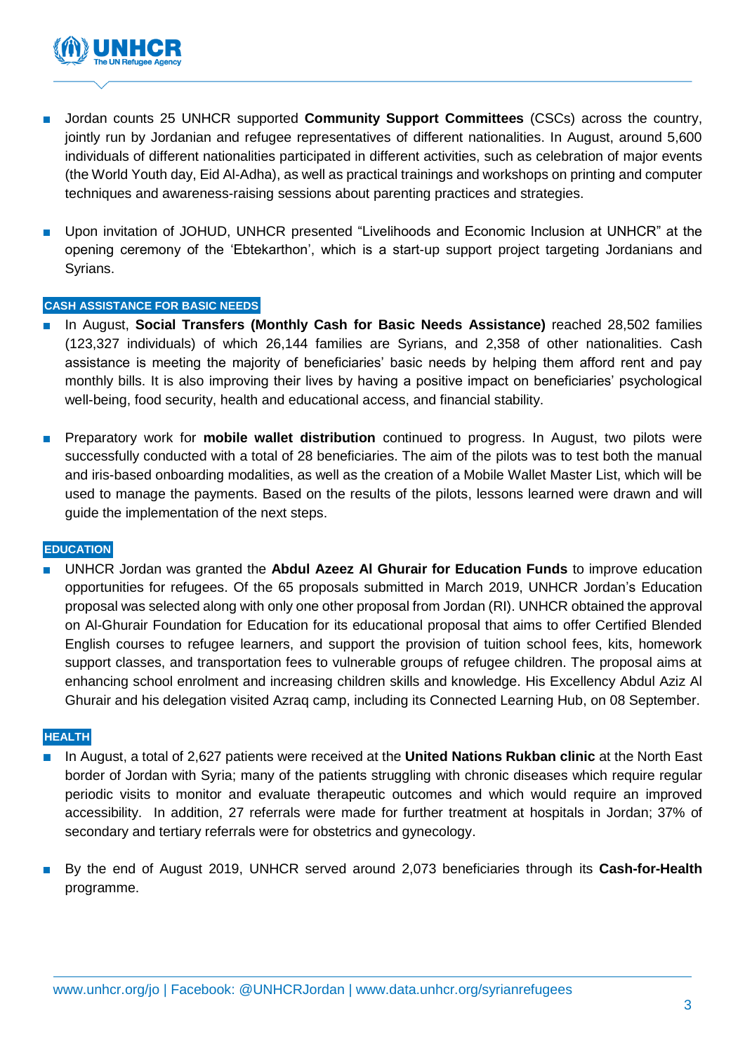- Jordan counts 25 UNHCR supported **Community Support Committees** (CSCs) across the country, jointly run by Jordanian and refugee representatives of different nationalities. In August, around 5,600 individuals of different nationalities participated in different activities, such as celebration of major events (the World Youth day, Eid Al-Adha), as well as practical trainings and workshops on printing and computer techniques and awareness-raising sessions about parenting practices and strategies.

- Upon invitation of JOHUD, UNHCR presented "Livelihoods and Economic Inclusion at UNHCR" at the opening ceremony of the 'Ebtekarthon', which is a start-up support project targeting Jordanians and Syrians.

### CASH ASSISTANCE FOR BASIC NEEDS

- In August, **Social Transfers (Monthly Cash for Basic Needs Assistance)** reached 28,502 families (123,327 individuals) of which 26,144 families are Syrians, and 2,358 of other nationalities. Cash assistance is meeting the majority of beneficiaries' basic needs by helping them afford rent and pay monthly bills. It is also improving their lives by having a positive impact on beneficiaries' psychological well-being, food security, health and educational access, and financial stability.

- Preparatory work for **mobile wallet distribution** continued to progress. In August, two pilots were successfully conducted with a total of 28 beneficiaries. The aim of the pilots was to test both the manual and iris-based onboarding modalities, as well as the creation of a Mobile Wallet Master List, which will be used to manage the payments. Based on the results of the pilots, lessons learned were drawn and will guide the implementation of the next steps.

### EDUCATION

- UNHCR Jordan was granted the **Abdul Azeez Al Ghurair for Education Funds** to improve education opportunities for refugees. Of the 65 proposals submitted in March 2019, UNHCR Jordan's Education proposal was selected along with only one other proposal from Jordan (RI). UNHCR obtained the approval on Al-Ghurair Foundation for Education for its educational proposal that aims to offer Certified Blended English courses to refugee learners, and support the provision of tuition school fees, kits, homework support classes, and transportation fees to vulnerable groups of refugee children. The proposal aims at enhancing school enrolment and increasing children skills and knowledge. His Excellency Abdul Aziz Al Ghurair and his delegation visited Azraq camp, including its Connected Learning Hub, on 08 September.

### HEALTH

- In August, a total of 2,627 patients were received at the **United Nations Rukban clinic** at the North East border of Jordan with Syria; many of the patients struggling with chronic diseases which require regular periodic visits to monitor and evaluate therapeutic outcomes and which would require an improved accessibility. In addition, 27 referrals were made for further treatment at hospitals in Jordan; 37% of secondary and tertiary referrals were for obstetrics and gynecology.

- By the end of August 2019, UNHCR served around 2,073 beneficiaries through its **Cash-for-Health** programme.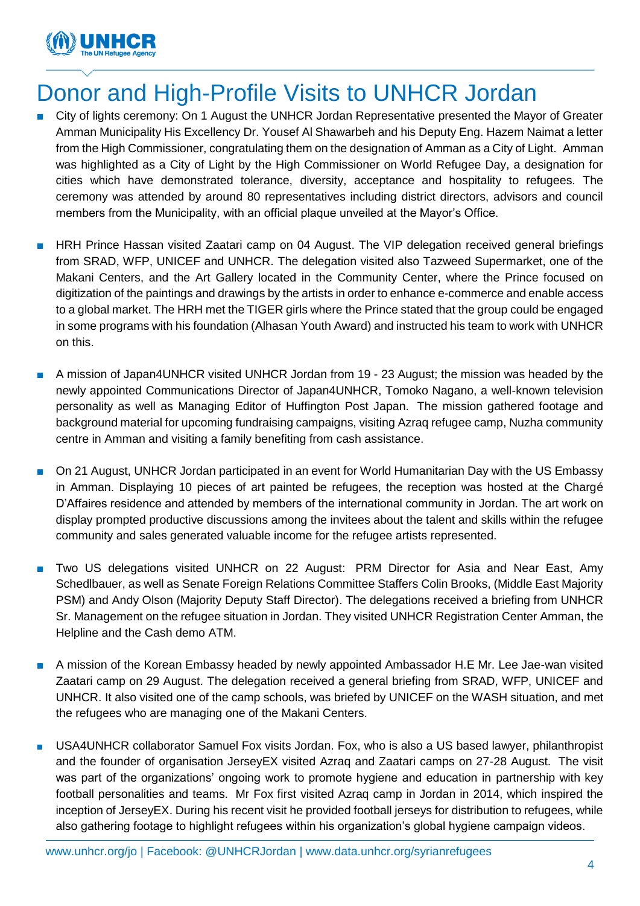# Donor and High-Profile Visits to UNHCR Jordan

- City of lights ceremony: On 1 August the UNHCR Jordan Representative presented the Mayor of Greater Amman Municipality His Excellency Dr. Yousef Al Shawarbeh and his Deputy Eng. Hazem Naimat a letter from the High Commissioner, congratulating them on the designation of Amman as a City of Light. Amman was highlighted as a City of Light by the High Commissioner on World Refugee Day, a designation for cities which have demonstrated tolerance, diversity, acceptance and hospitality to refugees. The ceremony was attended by around 80 representatives including district directors, advisors and council members from the Municipality, with an official plaque unveiled at the Mayor's Office.

- HRH Prince Hassan visited Zaatari camp on 04 August. The VIP delegation received general briefings from SRAD, WFP, UNICEF and UNHCR. The delegation visited also Tazweed Supermarket, one of the Makani Centers, and the Art Gallery located in the Community Center, where the Prince focused on digitization of the paintings and drawings by the artists in order to enhance e-commerce and enable access to a global market. The HRH met the TIGER girls where the Prince stated that the group could be engaged in some programs with his foundation (Alhasan Youth Award) and instructed his team to work with UNHCR on this.

- A mission of Japan4UNHCR visited UNHCR Jordan from 19 - 23 August; the mission was headed by the newly appointed Communications Director of Japan4UNHCR, Tomoko Nagano, a well-known television personality as well as Managing Editor of Huffington Post Japan. The mission gathered footage and background material for upcoming fundraising campaigns, visiting Azraq refugee camp, Nuzha community centre in Amman and visiting a family benefiting from cash assistance.

- On 21 August, UNHCR Jordan participated in an event for World Humanitarian Day with the US Embassy in Amman. Displaying 10 pieces of art painted be refugees, the reception was hosted at the Chargé D'Affaires residence and attended by members of the international community in Jordan. The art work on display prompted productive discussions among the invitees about the talent and skills within the refugee community and sales generated valuable income for the refugee artists represented.

- Two US delegations visited UNHCR on 22 August: PRM Director for Asia and Near East, Amy Schedlbauer, as well as Senate Foreign Relations Committee Staffers Colin Brooks, (Middle East Majority PSM) and Andy Olson (Majority Deputy Staff Director). The delegations received a briefing from UNHCR Sr. Management on the refugee situation in Jordan. They visited UNHCR Registration Center Amman, the Helpline and the Cash demo ATM.

- A mission of the Korean Embassy headed by newly appointed Ambassador H.E Mr. Lee Jae-wan visited Zaatari camp on 29 August. The delegation received a general briefing from SRAD, WFP, UNICEF and UNHCR. It also visited one of the camp schools, was briefed by UNICEF on the WASH situation, and met the refugees who are managing one of the Makani Centers.

- USA4UNHCR collaborator Samuel Fox visits Jordan. Fox, who is also a US based lawyer, philanthropist and the founder of organisation JerseyEX visited Azraq and Zaatari camps on 27-28 August. The visit was part of the organizations' ongoing work to promote hygiene and education in partnership with key football personalities and teams. Mr Fox first visited Azraq camp in Jordan in 2014, which inspired the inception of JerseyEX. During his recent visit he provided football jerseys for distribution to refugees, while also gathering footage to highlight refugees within his organization's global hygiene campaign videos.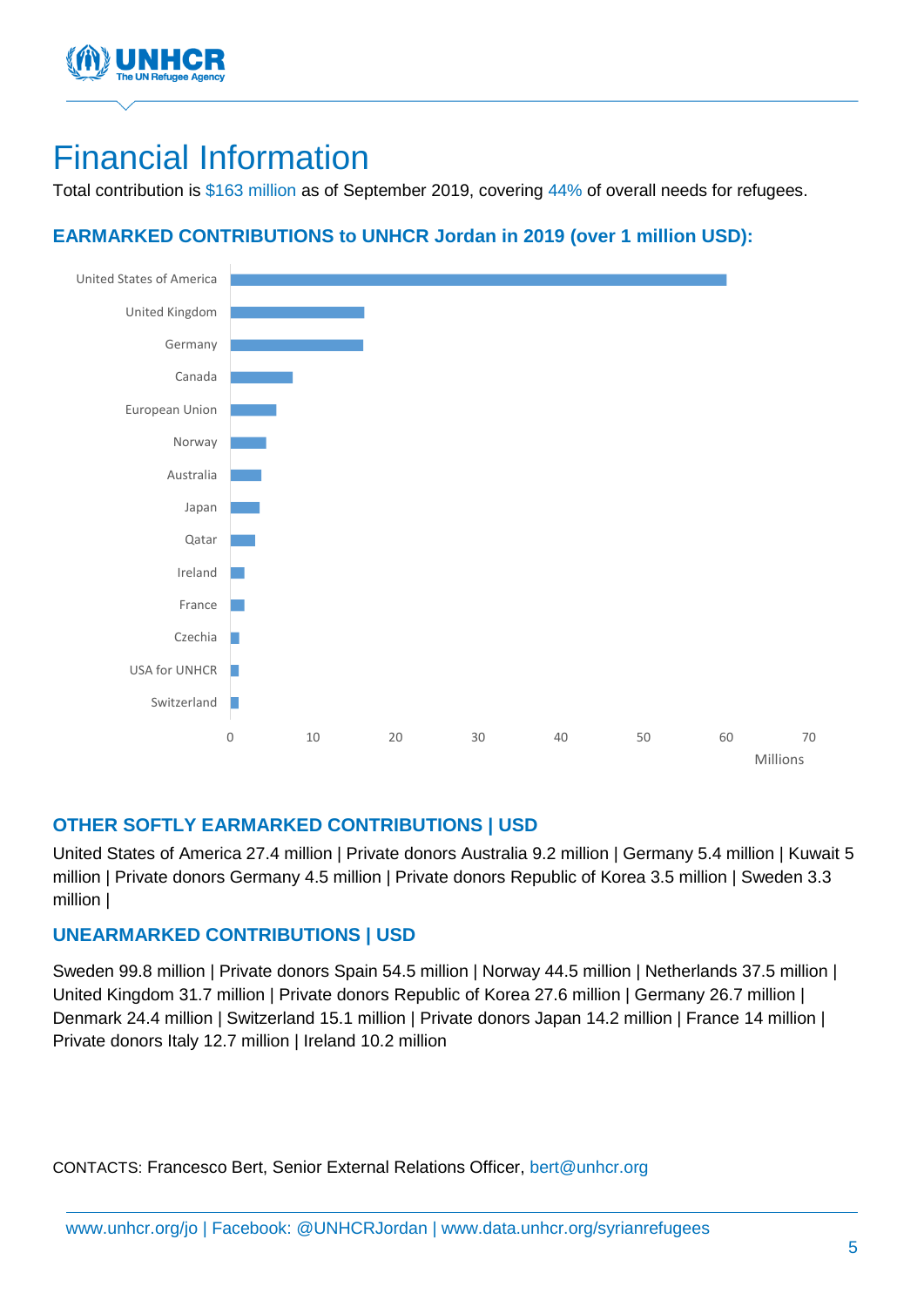# Financial Information

Total contribution is $163 million as of September 2019, covering 44% of overall needs for refugees.

## EARMARKED CONTRIBUTIONS to UNHCR Jordan in 2019 (over 1 million USD):

United States of America
United Kingdom
Germany
Canada
European Union
Norway
Australia
Japan
Qatar
Ireland
France
Czechia
USA for UNHCR
Switzerland

0
10
20
30
40
50
60
70
Millions

## OTHER SOFTLY EARMARKED CONTRIBUTIONS | USD

United States of America 27.4 million | Private donors Australia 9.2 million | Germany 5.4 million | Kuwait 5 million | Private donors Germany 4.5 million | Private donors Republic of Korea 3.5 million | Sweden 3.3 million |

## UNEARMARKED CONTRIBUTIONS | USD

Sweden 99.8 million | Private donors Spain 54.5 million | Norway 44.5 million | Netherlands 37.5 million | United Kingdom 31.7 million | Private donors Republic of Korea 27.6 million | Germany 26.7 million | Denmark 24.4 million | Switzerland 15.1 million | Private donors Japan 14.2 million | France 14 million | Private donors Italy 12.7 million | Ireland 10.2 million

CONTACTS: Francesco Bert, Senior External Relations Officer, bert@unhcr.org

www.unhcr.org/jo | Facebook: @UNHCRJordan | www.data.unhcr.org/syrianrefugees